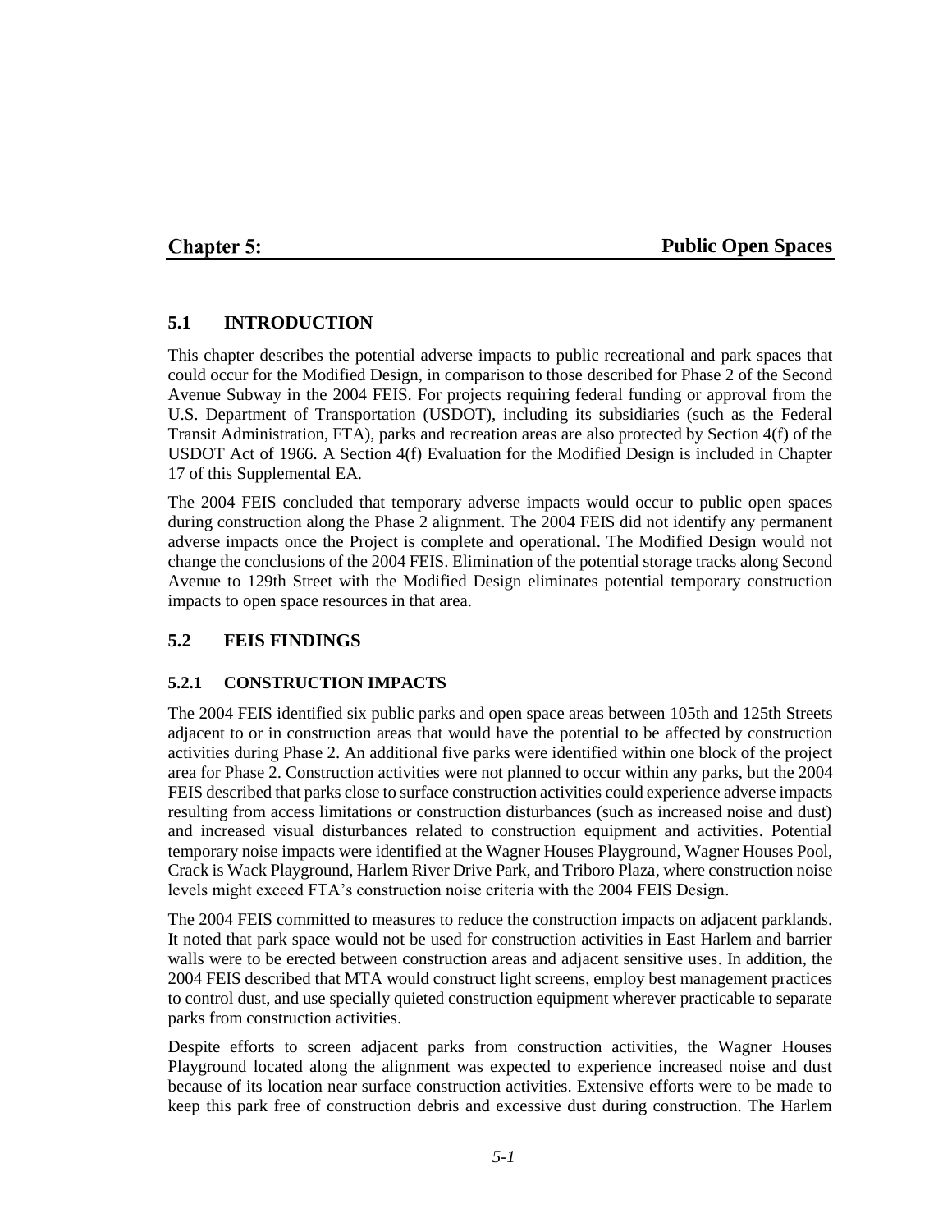# Chapter 5: Public Open Spaces

## 5.1 INTRODUCTION

This chapter describes the potential adverse impacts to public recreational and park spaces that could occur for the Modified Design, in comparison to those described for Phase 2 of the Second Avenue Subway in the 2004 FEIS. For projects requiring federal funding or approval from the U.S. Department of Transportation (USDOT), including its subsidiaries (such as the Federal Transit Administration, FTA), parks and recreation areas are also protected by Section 4(f) of the USDOT Act of 1966. A Section 4(f) Evaluation for the Modified Design is included in Chapter 17 of this Supplemental EA.

The 2004 FEIS concluded that temporary adverse impacts would occur to public open spaces during construction along the Phase 2 alignment. The 2004 FEIS did not identify any permanent adverse impacts once the Project is complete and operational. The Modified Design would not change the conclusions of the 2004 FEIS. Elimination of the potential storage tracks along Second Avenue to 129th Street with the Modified Design eliminates potential temporary construction impacts to open space resources in that area.

## 5.2 FEIS FINDINGS

### 5.2.1 CONSTRUCTION IMPACTS

The 2004 FEIS identified six public parks and open space areas between 105th and 125th Streets adjacent to or in construction areas that would have the potential to be affected by construction activities during Phase 2. An additional five parks were identified within one block of the project area for Phase 2. Construction activities were not planned to occur within any parks, but the 2004 FEIS described that parks close to surface construction activities could experience adverse impacts resulting from access limitations or construction disturbances (such as increased noise and dust) and increased visual disturbances related to construction equipment and activities. Potential temporary noise impacts were identified at the Wagner Houses Playground, Wagner Houses Pool, Crack is Wack Playground, Harlem River Drive Park, and Triboro Plaza, where construction noise levels might exceed FTA's construction noise criteria with the 2004 FEIS Design.

The 2004 FEIS committed to measures to reduce the construction impacts on adjacent parklands. It noted that park space would not be used for construction activities in East Harlem and barrier walls were to be erected between construction areas and adjacent sensitive uses. In addition, the 2004 FEIS described that MTA would construct light screens, employ best management practices to control dust, and use specially quieted construction equipment wherever practicable to separate parks from construction activities.

Despite efforts to screen adjacent parks from construction activities, the Wagner Houses Playground located along the alignment was expected to experience increased noise and dust because of its location near surface construction activities. Extensive efforts were to be made to keep this park free of construction debris and excessive dust during construction. The Harlem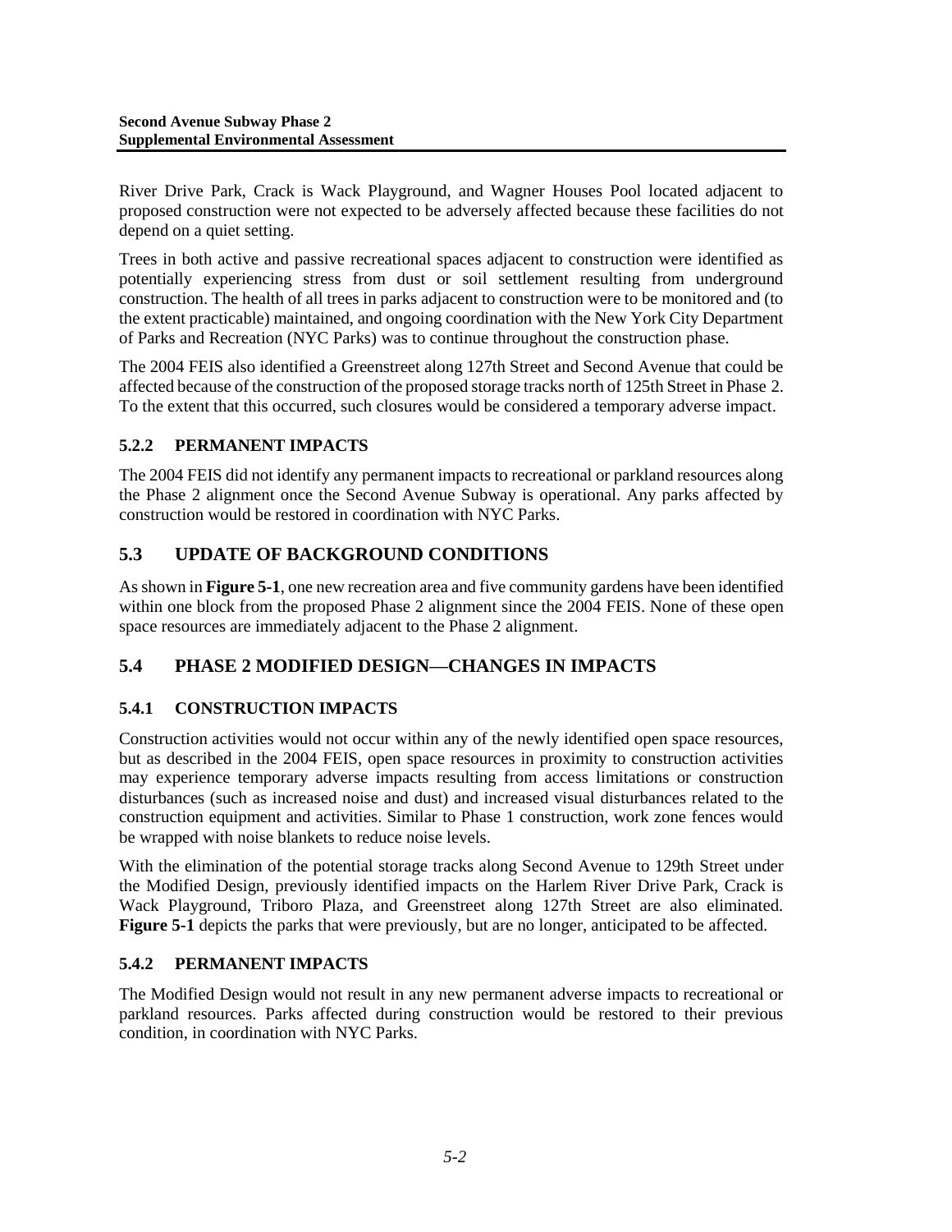River Drive Park, Crack is Wack Playground, and Wagner Houses Pool located adjacent to proposed construction were not expected to be adversely affected because these facilities do not depend on a quiet setting.

Trees in both active and passive recreational spaces adjacent to construction were identified as potentially experiencing stress from dust or soil settlement resulting from underground construction. The health of all trees in parks adjacent to construction were to be monitored and (to the extent practicable) maintained, and ongoing coordination with the New York City Department of Parks and Recreation (NYC Parks) was to continue throughout the construction phase.

The 2004 FEIS also identified a Greenstreet along 127th Street and Second Avenue that could be affected because of the construction of the proposed storage tracks north of 125th Street in Phase 2. To the extent that this occurred, such closures would be considered a temporary adverse impact.

### 5.2.2 PERMANENT IMPACTS

The 2004 FEIS did not identify any permanent impacts to recreational or parkland resources along the Phase 2 alignment once the Second Avenue Subway is operational. Any parks affected by construction would be restored in coordination with NYC Parks.

## 5.3 UPDATE OF BACKGROUND CONDITIONS

As shown in **Figure 5-1**, one new recreation area and five community gardens have been identified within one block from the proposed Phase 2 alignment since the 2004 FEIS. None of these open space resources are immediately adjacent to the Phase 2 alignment.

## 5.4 PHASE 2 MODIFIED DESIGN—CHANGES IN IMPACTS

### 5.4.1 CONSTRUCTION IMPACTS

Construction activities would not occur within any of the newly identified open space resources, but as described in the 2004 FEIS, open space resources in proximity to construction activities may experience temporary adverse impacts resulting from access limitations or construction disturbances (such as increased noise and dust) and increased visual disturbances related to the construction equipment and activities. Similar to Phase 1 construction, work zone fences would be wrapped with noise blankets to reduce noise levels.

With the elimination of the potential storage tracks along Second Avenue to 129th Street under the Modified Design, previously identified impacts on the Harlem River Drive Park, Crack is Wack Playground, Triboro Plaza, and Greenstreet along 127th Street are also eliminated. **Figure 5-1** depicts the parks that were previously, but are no longer, anticipated to be affected.

### 5.4.2 PERMANENT IMPACTS

The Modified Design would not result in any new permanent adverse impacts to recreational or parkland resources. Parks affected during construction would be restored to their previous condition, in coordination with NYC Parks.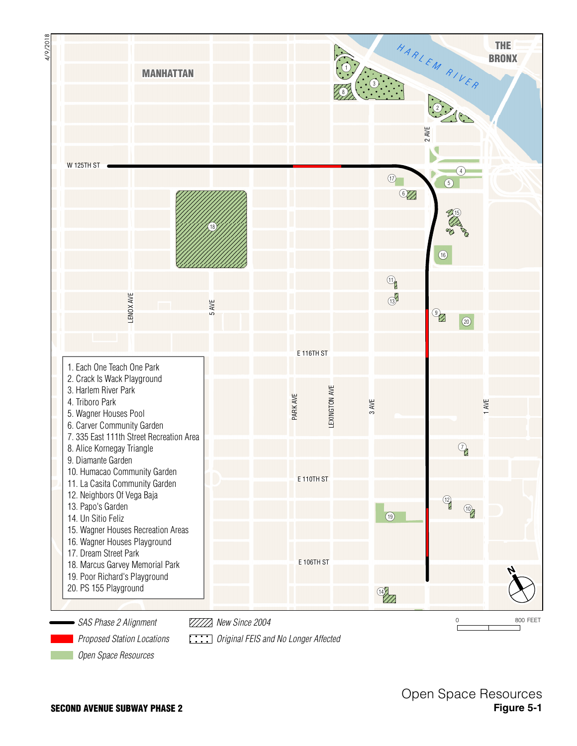4/9/2018

MANHATTAN

THE BRONX

HARLEM RIVER

W 125TH ST

E 116TH ST

E 110TH ST

E 106TH ST

LENOX AVE

5 AVE

PARK AVE

LEXINGTON AVE

3 AVE

2 AVE

1 AVE

1. Each One Teach One Park
2. Crack Is Wack Playground
3. Harlem River Park
4. Triboro Park
5. Wagner Houses Pool
6. Carver Community Garden
7. 335 East 111th Street Recreation Area
8. Alice Kornegay Triangle
9. Diamante Garden
10. Humacao Community Garden
11. La Casita Community Garden
12. Neighbors Of Vega Baja
13. Papo's Garden
14. Un Sitio Feliz
15. Wagner Houses Recreation Areas
16. Wagner Houses Playground
17. Dream Street Park
18. Marcus Garvey Memorial Park
19. Poor Richard's Playground
20. PS 155 Playground

*SAS Phase 2 Alignment*

*Proposed Station Locations*

*Open Space Resources*

*New Since 2004*

*Original FEIS and No Longer Affected*

0 800 FEET

N

**SECOND AVENUE SUBWAY PHASE 2**

Open Space Resources

**Figure 5-1**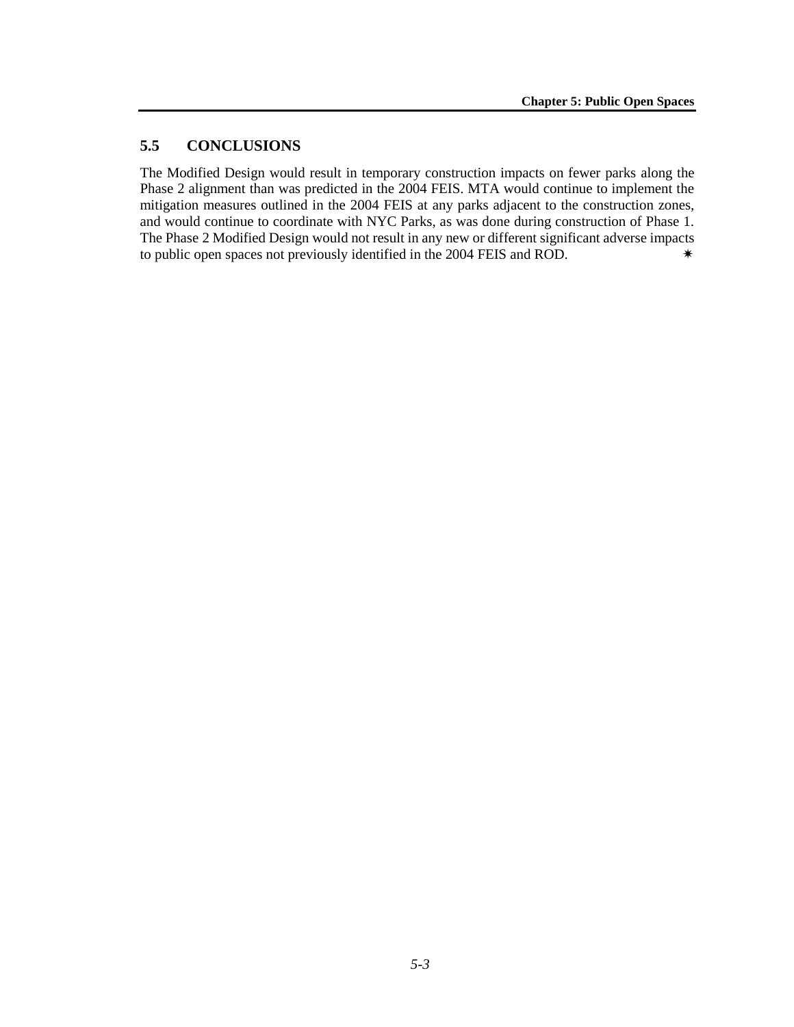## 5.5 CONCLUSIONS

The Modified Design would result in temporary construction impacts on fewer parks along the Phase 2 alignment than was predicted in the 2004 FEIS. MTA would continue to implement the mitigation measures outlined in the 2004 FEIS at any parks adjacent to the construction zones, and would continue to coordinate with NYC Parks, as was done during construction of Phase 1. The Phase 2 Modified Design would not result in any new or different significant adverse impacts to public open spaces not previously identified in the 2004 FEIS and ROD. ✷